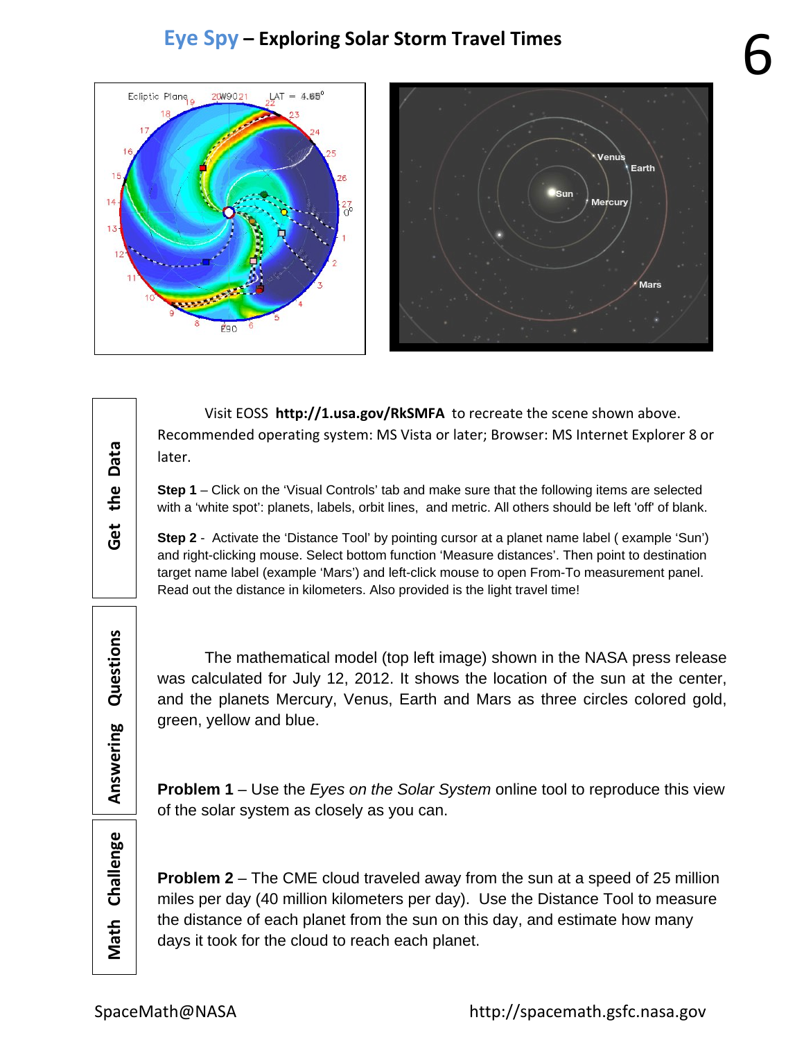# Eye Spy – Exploring Solar Storm Travel Times

Ecliptic Plane 20W9021 LAT = 4.65°

Venus
Earth
Sun
Mercury
Mars

## Get the Data

Visit EOSS **http://1.usa.gov/RkSMFA** to recreate the scene shown above. Recommended operating system: MS Vista or later; Browser: MS Internet Explorer 8 or later.

**Step 1** – Click on the 'Visual Controls' tab and make sure that the following items are selected with a 'white spot': planets, labels, orbit lines, and metric. All others should be left 'off' of blank.

**Step 2** - Activate the 'Distance Tool' by pointing cursor at a planet name label ( example 'Sun') and right-clicking mouse. Select bottom function 'Measure distances'. Then point to destination target name label (example 'Mars') and left-click mouse to open From-To measurement panel. Read out the distance in kilometers. Also provided is the light travel time!

## Answering Questions

The mathematical model (top left image) shown in the NASA press release was calculated for July 12, 2012. It shows the location of the sun at the center, and the planets Mercury, Venus, Earth and Mars as three circles colored gold, green, yellow and blue.

**Problem 1** – Use the *Eyes on the Solar System* online tool to reproduce this view of the solar system as closely as you can.

## Math Challenge

**Problem 2** – The CME cloud traveled away from the sun at a speed of 25 million miles per day (40 million kilometers per day). Use the Distance Tool to measure the distance of each planet from the sun on this day, and estimate how many days it took for the cloud to reach each planet.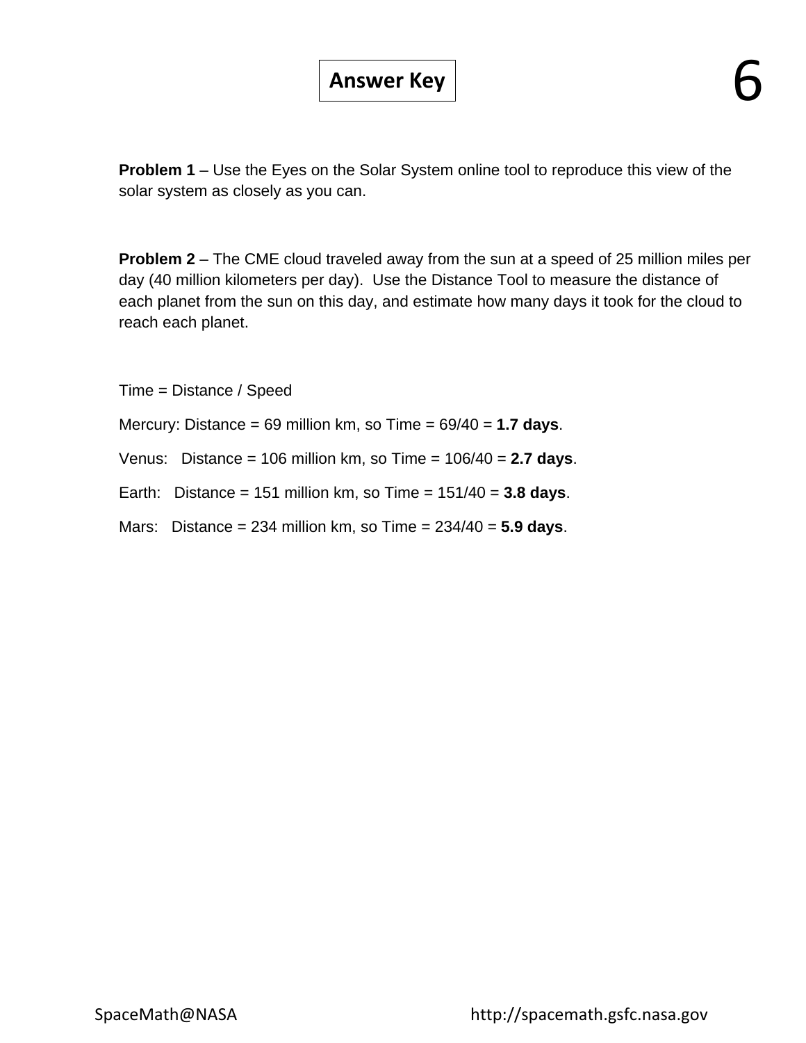# Answer Key

6

**Problem 1** – Use the Eyes on the Solar System online tool to reproduce this view of the solar system as closely as you can.

**Problem 2** – The CME cloud traveled away from the sun at a speed of 25 million miles per day (40 million kilometers per day). Use the Distance Tool to measure the distance of each planet from the sun on this day, and estimate how many days it took for the cloud to reach each planet.

Time = Distance / Speed

Mercury: Distance = 69 million km, so Time = 69/40 = **1.7 days**.

Venus: Distance = 106 million km, so Time = 106/40 = **2.7 days**.

Earth: Distance = 151 million km, so Time = 151/40 = **3.8 days**.

Mars: Distance = 234 million km, so Time = 234/40 = **5.9 days**.